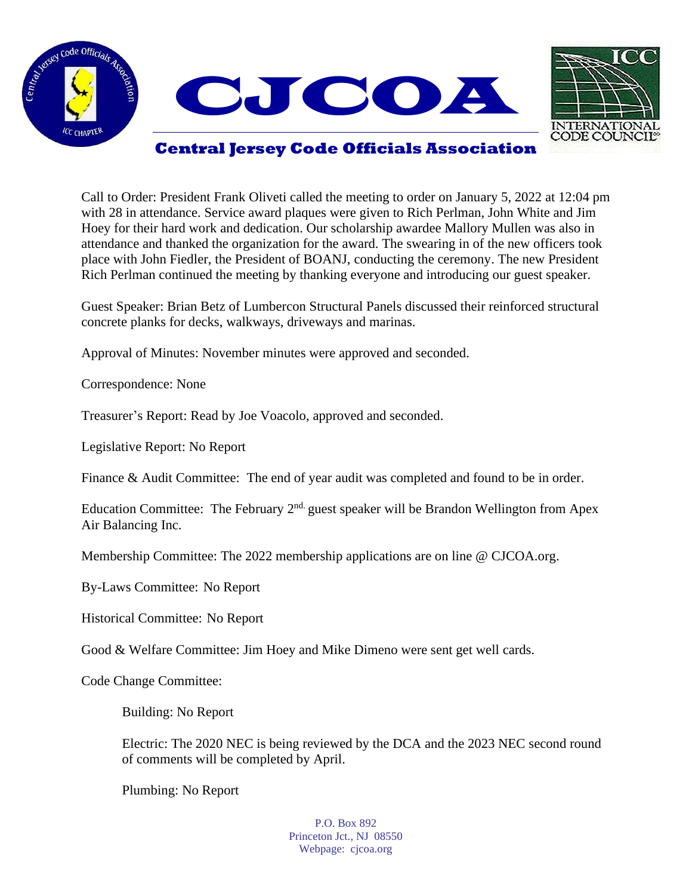# CJCOA

## Central Jersey Code Officials Association

Call to Order: President Frank Oliveti called the meeting to order on January 5, 2022 at 12:04 pm with 28 in attendance. Service award plaques were given to Rich Perlman, John White and Jim Hoey for their hard work and dedication. Our scholarship awardee Mallory Mullen was also in attendance and thanked the organization for the award. The swearing in of the new officers took place with John Fiedler, the President of BOANJ, conducting the ceremony. The new President Rich Perlman continued the meeting by thanking everyone and introducing our guest speaker.

Guest Speaker: Brian Betz of Lumbercon Structural Panels discussed their reinforced structural concrete planks for decks, walkways, driveways and marinas.

Approval of Minutes: November minutes were approved and seconded.

Correspondence: None

Treasurer's Report: Read by Joe Voacolo, approved and seconded.

Legislative Report: No Report

Finance & Audit Committee: The end of year audit was completed and found to be in order.

Education Committee: The February 2nd guest speaker will be Brandon Wellington from Apex Air Balancing Inc.

Membership Committee: The 2022 membership applications are on line @ CJCOA.org.

By-Laws Committee: No Report

Historical Committee: No Report

Good & Welfare Committee: Jim Hoey and Mike Dimeno were sent get well cards.

Code Change Committee:

Building: No Report

Electric: The 2020 NEC is being reviewed by the DCA and the 2023 NEC second round of comments will be completed by April.

Plumbing: No Report

P.O. Box 892
Princeton Jct., NJ 08550
Webpage: cjcoa.org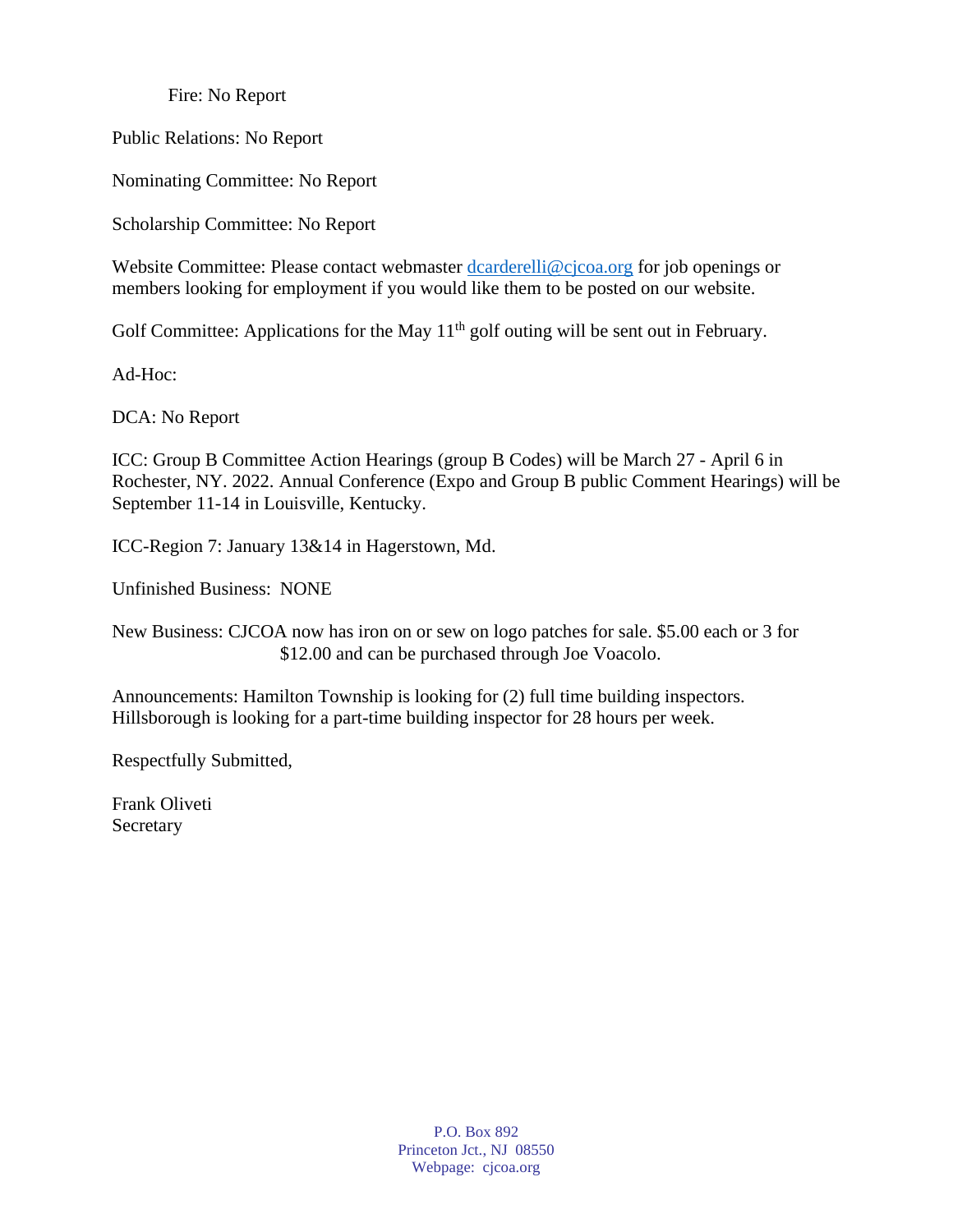Fire: No Report

Public Relations: No Report

Nominating Committee: No Report

Scholarship Committee: No Report

Website Committee: Please contact webmaster dcarderelli@cjcoa.org for job openings or members looking for employment if you would like them to be posted on our website.

Golf Committee: Applications for the May 11th golf outing will be sent out in February.

Ad-Hoc:

DCA: No Report

ICC: Group B Committee Action Hearings (group B Codes) will be March 27 - April 6 in Rochester, NY. 2022. Annual Conference (Expo and Group B public Comment Hearings) will be September 11-14 in Louisville, Kentucky.

ICC-Region 7: January 13&14 in Hagerstown, Md.

Unfinished Business: NONE

New Business: CJCOA now has iron on or sew on logo patches for sale. $5.00 each or 3 for $12.00 and can be purchased through Joe Voacolo.

Announcements: Hamilton Township is looking for (2) full time building inspectors. Hillsborough is looking for a part-time building inspector for 28 hours per week.

Respectfully Submitted,

Frank Oliveti
Secretary